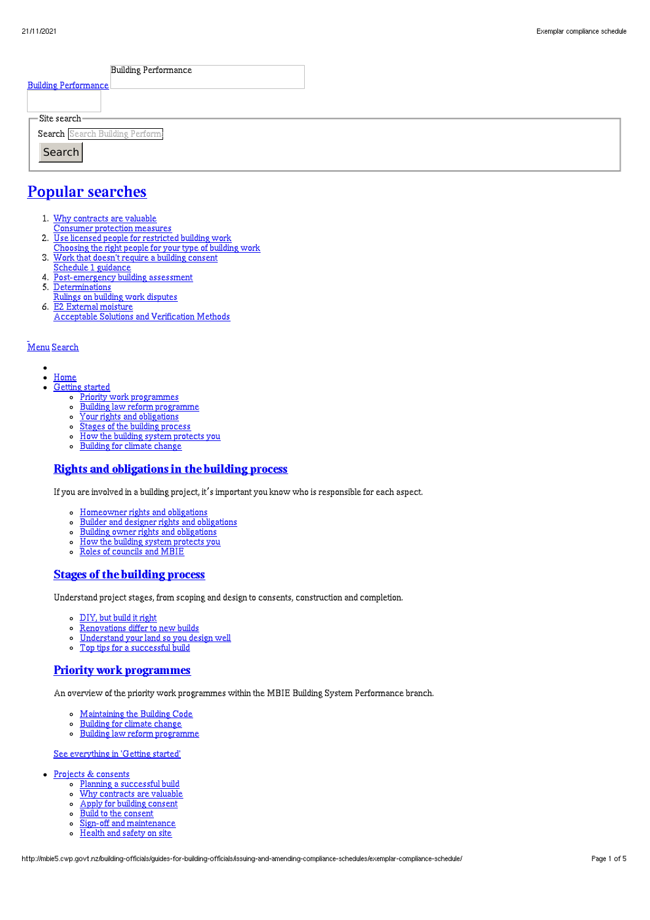Building Performance

[Building Performance](#)

Site search

Search Search Building Perform

Search

# Popular searches

1. Why contracts are valuable
   Consumer protection measures
2. Use licensed people for restricted building work
   Choosing the right people for your type of building work
3. Work that doesn't require a building consent
   Schedule 1 guidance
4. Post-emergency building assessment
5. Determinations
   Rulings on building work disputes
6. E2 External moisture
   Acceptable Solutions and Verification Methods

Menu Search

- Home
- Getting started
  - Priority work programmes
  - Building law reform programme
  - Your rights and obligations
  - Stages of the building process
  - How the building system protects you
  - Building for climate change

  ### Rights and obligations in the building process

  If you are involved in a building project, it's important you know who is responsible for each aspect.

  - Homeowner rights and obligations
  - Builder and designer rights and obligations
  - Building owner rights and obligations
  - How the building system protects you
  - Roles of councils and MBIE

  ### Stages of the building process

  Understand project stages, from scoping and design to consents, construction and completion.

  - DIY, but build it right
  - Renovations differ to new builds
  - Understand your land so you design well
  - Top tips for a successful build

  ### Priority work programmes

  An overview of the priority work programmes within the MBIE Building System Performance branch.

  - Maintaining the Building Code
  - Building for climate change
  - Building law reform programme

  See everything in 'Getting started'

- Projects & consents
  - Planning a successful build
  - Why contracts are valuable
  - Apply for building consent
  - Build to the consent
  - Sign-off and maintenance
  - Health and safety on site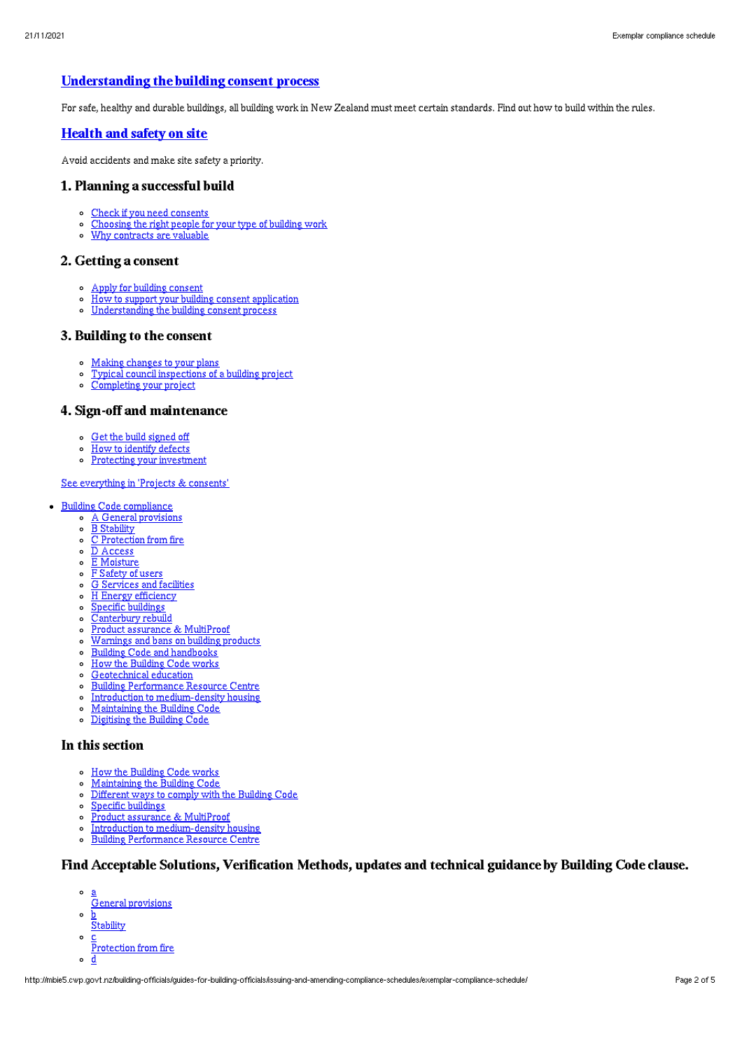## [Understanding the building consent process]

For safe, healthy and durable buildings, all building work in New Zealand must meet certain standards. Find out how to build within the rules.

## [Health and safety on site]

Avoid accidents and make site safety a priority.

### 1. Planning a successful build

- Check if you need consents
- Choosing the right people for your type of building work
- Why contracts are valuable

### 2. Getting a consent

- Apply for building consent
- How to support your building consent application
- Understanding the building consent process

### 3. Building to the consent

- Making changes to your plans
- Typical council inspections of a building project
- Completing your project

### 4. Sign-off and maintenance

- Get the build signed off
- How to identify defects
- Protecting your investment

See everything in 'Projects & consents'

- Building Code compliance
  - A General provisions
  - B Stability
  - C Protection from fire
  - D Access
  - E Moisture
  - F Safety of users
  - G Services and facilities
  - H Energy efficiency
  - Specific buildings
  - Canterbury rebuild
  - Product assurance & MultiProof
  - Warnings and bans on building products
  - Building Code and handbooks
  - How the Building Code works
  - Geotechnical education
  - Building Performance Resource Centre
  - Introduction to medium-density housing
  - Maintaining the Building Code
  - Digitising the Building Code

### In this section

- How the Building Code works
- Maintaining the Building Code
- Different ways to comply with the Building Code
- Specific buildings
- Product assurance & MultiProof
- Introduction to medium-density housing
- Building Performance Resource Centre

### Find Acceptable Solutions, Verification Methods, updates and technical guidance by Building Code clause.

- a
  General provisions
- b
  Stability
- c
  Protection from fire
- d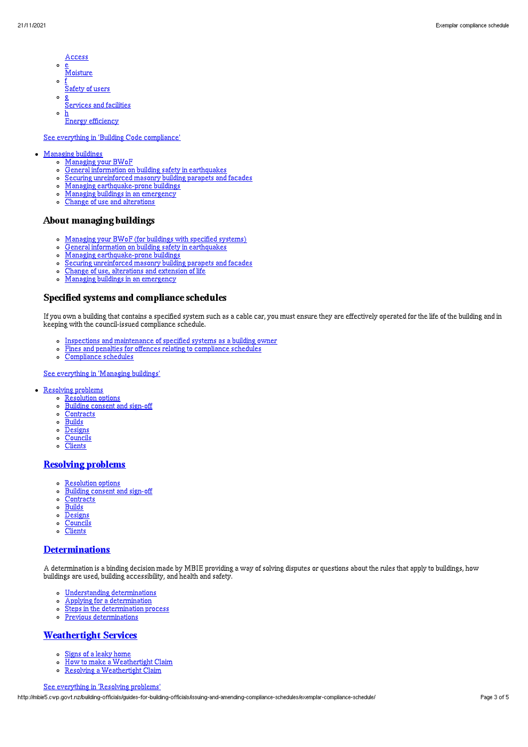Access
- e
  Moisture
- f
  Safety of users
- g
  Services and facilities
- h
  Energy efficiency

See everything in 'Building Code compliance'

- Managing buildings
  - Managing your BWoF
  - General information on building safety in earthquakes
  - Securing unreinforced masonry building parapets and facades
  - Managing earthquake-prone buildings
  - Managing buildings in an emergency
  - Change of use and alterations

### About managing buildings

- Managing your BWoF (for buildings with specified systems)
- General information on building safety in earthquakes
- Managing earthquake-prone buildings
- Securing unreinforced masonry building parapets and facades
- Change of use, alterations and extension of life
- Managing buildings in an emergency

### Specified systems and compliance schedules

If you own a building that contains a specified system such as a cable car, you must ensure they are effectively operated for the life of the building and in keeping with the council-issued compliance schedule.

- Inspections and maintenance of specified systems as a building owner
- Fines and penalties for offences relating to compliance schedules
- Compliance schedules

See everything in 'Managing buildings'

- Resolving problems
  - Resolution options
  - Building consent and sign-off
  - Contracts
  - Builds
  - Designs
  - Councils
  - Clients

### Resolving problems

- Resolution options
- Building consent and sign-off
- Contracts
- Builds
- Designs
- Councils
- Clients

### Determinations

A determination is a binding decision made by MBIE providing a way of solving disputes or questions about the rules that apply to buildings, how buildings are used, building accessibility, and health and safety.

- Understanding determinations
- Applying for a determination
- Steps in the determination process
- Previous determinations

### Weathertight Services

- Signs of a leaky home
- How to make a Weathertight Claim
- Resolving a Weathertight Claim

See everything in 'Resolving problems'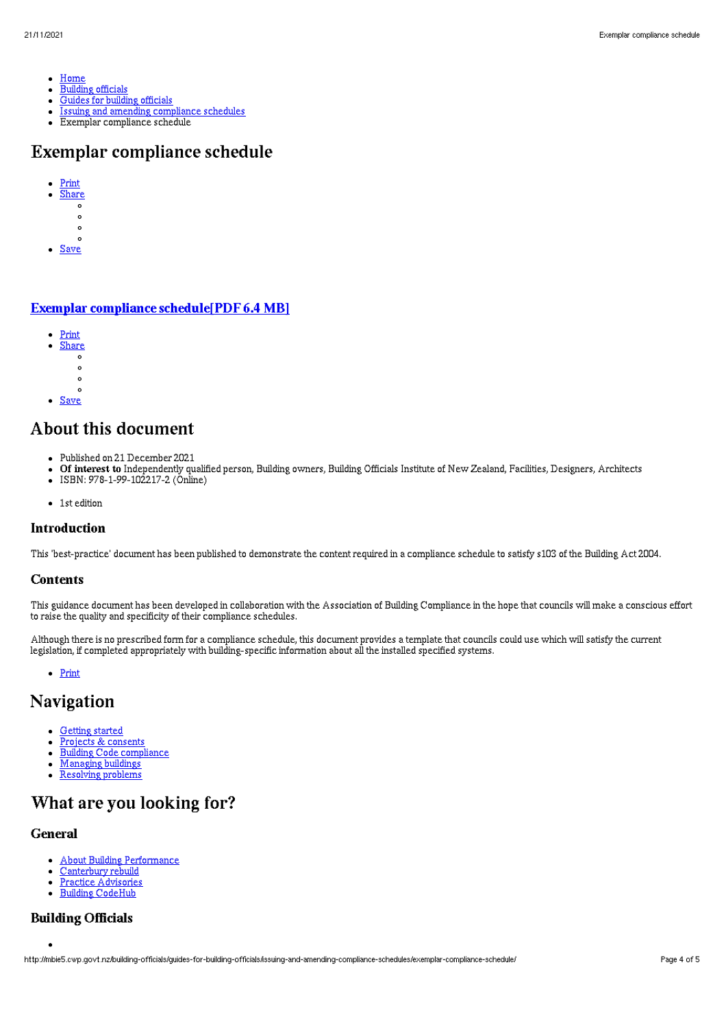- Home
- Building officials
- Guides for building officials
- Issuing and amending compliance schedules
- Exemplar compliance schedule

# Exemplar compliance schedule

- Print
- Share
  -
  -
  -
  -
- Save

## Exemplar compliance schedule[PDF 6.4 MB]

- Print
- Share
  -
  -
  -
  -
- Save

# About this document

- Published on 21 December 2021
- **Of interest to** Independently qualified person, Building owners, Building Officials Institute of New Zealand, Facilities, Designers, Architects
- ISBN: 978-1-99-102217-2 (Online)

- 1st edition

### Introduction

This 'best-practice' document has been published to demonstrate the content required in a compliance schedule to satisfy s103 of the Building Act 2004.

### Contents

This guidance document has been developed in collaboration with the Association of Building Compliance in the hope that councils will make a conscious effort to raise the quality and specificity of their compliance schedules.

Although there is no prescribed form for a compliance schedule, this document provides a template that councils could use which will satisfy the current legislation, if completed appropriately with building-specific information about all the installed specified systems.

- Print

# Navigation

- Getting started
- Projects & consents
- Building Code compliance
- Managing buildings
- Resolving problems

# What are you looking for?

### General

- About Building Performance
- Canterbury rebuild
- Practice Advisories
- Building CodeHub

### Building Officials

-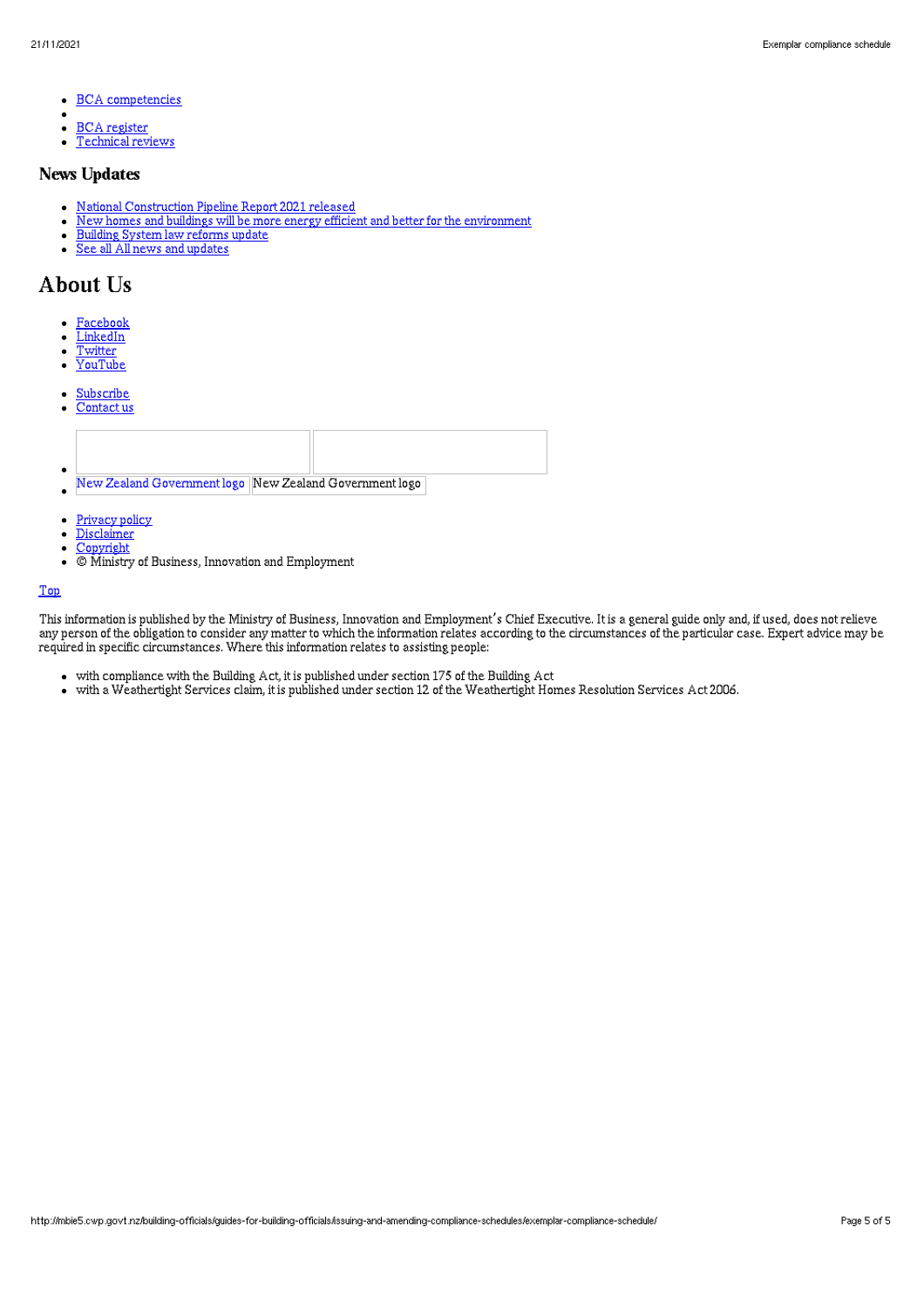- BCA competencies
- 
- BCA register
- Technical reviews

### News Updates

- National Construction Pipeline Report 2021 released
- New homes and buildings will be more energy efficient and better for the environment
- Building System law reforms update
- See all All news and updates

## About Us

- Facebook
- LinkedIn
- Twitter
- YouTube

- Subscribe
- Contact us

- 
- New Zealand Government logo | New Zealand Government logo

- Privacy policy
- Disclaimer
- Copyright
- © Ministry of Business, Innovation and Employment

Top

This information is published by the Ministry of Business, Innovation and Employment's Chief Executive. It is a general guide only and, if used, does not relieve any person of the obligation to consider any matter to which the information relates according to the circumstances of the particular case. Expert advice may be required in specific circumstances. Where this information relates to assisting people:

- with compliance with the Building Act, it is published under section 175 of the Building Act
- with a Weathertight Services claim, it is published under section 12 of the Weathertight Homes Resolution Services Act 2006.